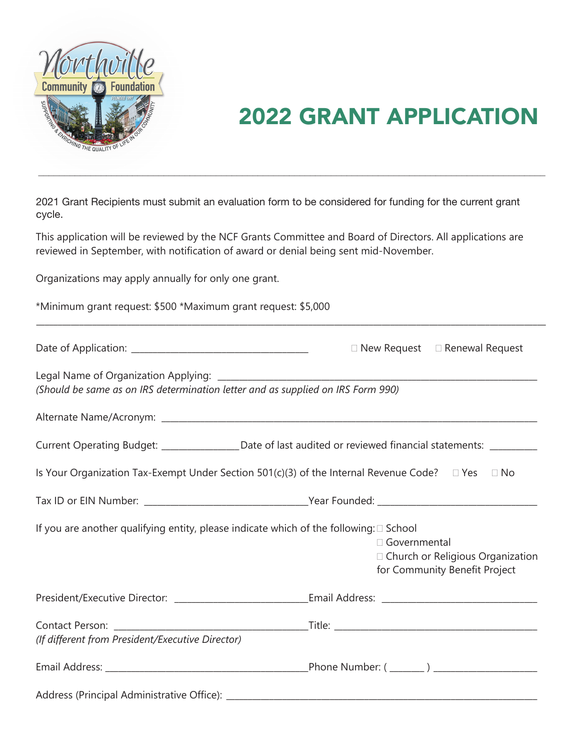# 2022 GRANT APPLICATION

---

2021 Grant Recipients must submit an evaluation form to be considered for funding for the current grant cycle.

This application will be reviewed by the NCF Grants Committee and Board of Directors. All applications are reviewed in September, with notification of award or denial being sent mid-November.

Organizations may apply annually for only one grant.

*Minimum grant request: $500 *Maximum grant request: $5,000

---

Date of Application: ______________________________ ☐ New Request ☐ Renewal Request

Legal Name of Organization Applying: ____________________________________________
*(Should be same as on IRS determination letter and as supplied on IRS Form 990)*

Alternate Name/Acronym: ____________________________________________

Current Operating Budget: _____________ Date of last audited or reviewed financial statements: _________

Is Your Organization Tax-Exempt Under Section 501(c)(3) of the Internal Revenue Code? ☐ Yes ☐ No

Tax ID or EIN Number: ___________________________ Year Founded: ___________________________

If you are another qualifying entity, please indicate which of the following:
- ☐ School
- ☐ Governmental
- ☐ Church or Religious Organization for Community Benefit Project

President/Executive Director: _______________________ Email Address: ___________________________

Contact Person: ________________________________ Title: ___________________________________
*(If different from President/Executive Director)*

Email Address: ___________________________________ Phone Number: ( ______ ) __________________

Address (Principal Administrative Office): ____________________________________________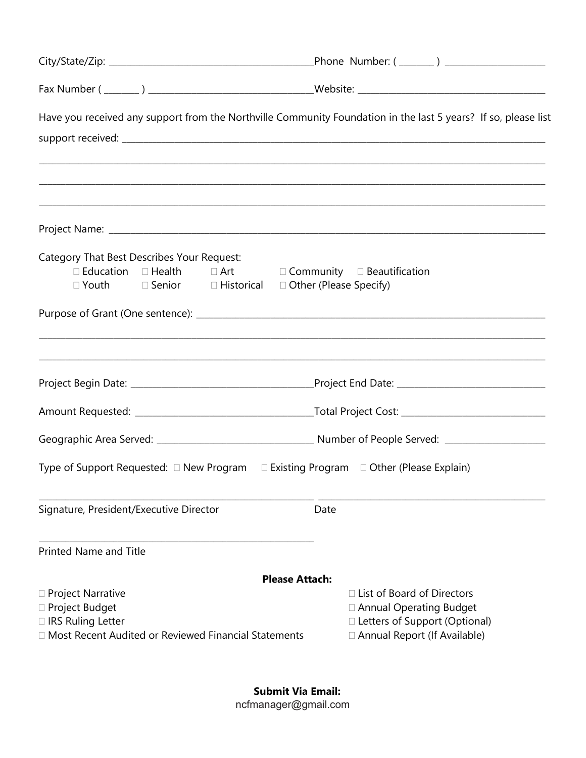City/State/Zip: ____________________________________________ Phone Number: ( _______ ) _____________________

Fax Number ( _______ ) __________________________________ Website: ______________________________________

Have you received any support from the Northville Community Foundation in the last 5 years? If so, please list support received: ________________________________________________________________________________

________________________________________________________________________________________________

________________________________________________________________________________________________

________________________________________________________________________________________________

Project Name: ___________________________________________________________________________________

Category That Best Describes Your Request:

- ☐ Education ☐ Health ☐ Art ☐ Community ☐ Beautification
- ☐ Youth ☐ Senior ☐ Historical ☐ Other (Please Specify)

Purpose of Grant (One sentence): __________________________________________________________________

________________________________________________________________________________________________

________________________________________________________________________________________________

Project Begin Date: ______________________________________ Project End Date: ______________________________

Amount Requested: ______________________________________ Total Project Cost: _____________________________

Geographic Area Served: ________________________________ Number of People Served: _____________________

Type of Support Requested: ☐ New Program ☐ Existing Program ☐ Other (Please Explain)

_____________________________________________________ ______________________________________________

Signature, President/Executive Director Date

_____________________________________________________

Printed Name and Title

**Please Attach:**

- ☐ Project Narrative
- ☐ Project Budget
- ☐ IRS Ruling Letter
- ☐ Most Recent Audited or Reviewed Financial Statements
- ☐ List of Board of Directors
- ☐ Annual Operating Budget
- ☐ Letters of Support (Optional)
- ☐ Annual Report (If Available)

**Submit Via Email:**
ncfmanager@gmail.com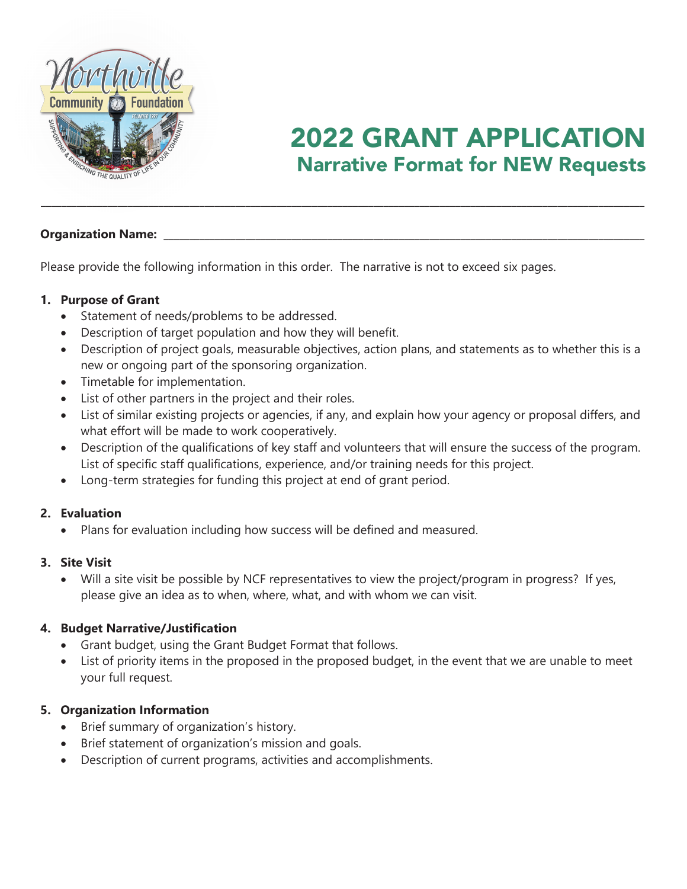# 2022 GRANT APPLICATION

## Narrative Format for NEW Requests

**Organization Name:** ___________________________________________

Please provide the following information in this order. The narrative is not to exceed six pages.

1. **Purpose of Grant**
   - Statement of needs/problems to be addressed.
   - Description of target population and how they will benefit.
   - Description of project goals, measurable objectives, action plans, and statements as to whether this is a new or ongoing part of the sponsoring organization.
   - Timetable for implementation.
   - List of other partners in the project and their roles.
   - List of similar existing projects or agencies, if any, and explain how your agency or proposal differs, and what effort will be made to work cooperatively.
   - Description of the qualifications of key staff and volunteers that will ensure the success of the program. List of specific staff qualifications, experience, and/or training needs for this project.
   - Long-term strategies for funding this project at end of grant period.

2. **Evaluation**
   - Plans for evaluation including how success will be defined and measured.

3. **Site Visit**
   - Will a site visit be possible by NCF representatives to view the project/program in progress? If yes, please give an idea as to when, where, what, and with whom we can visit.

4. **Budget Narrative/Justification**
   - Grant budget, using the Grant Budget Format that follows.
   - List of priority items in the proposed in the proposed budget, in the event that we are unable to meet your full request.

5. **Organization Information**
   - Brief summary of organization's history.
   - Brief statement of organization's mission and goals.
   - Description of current programs, activities and accomplishments.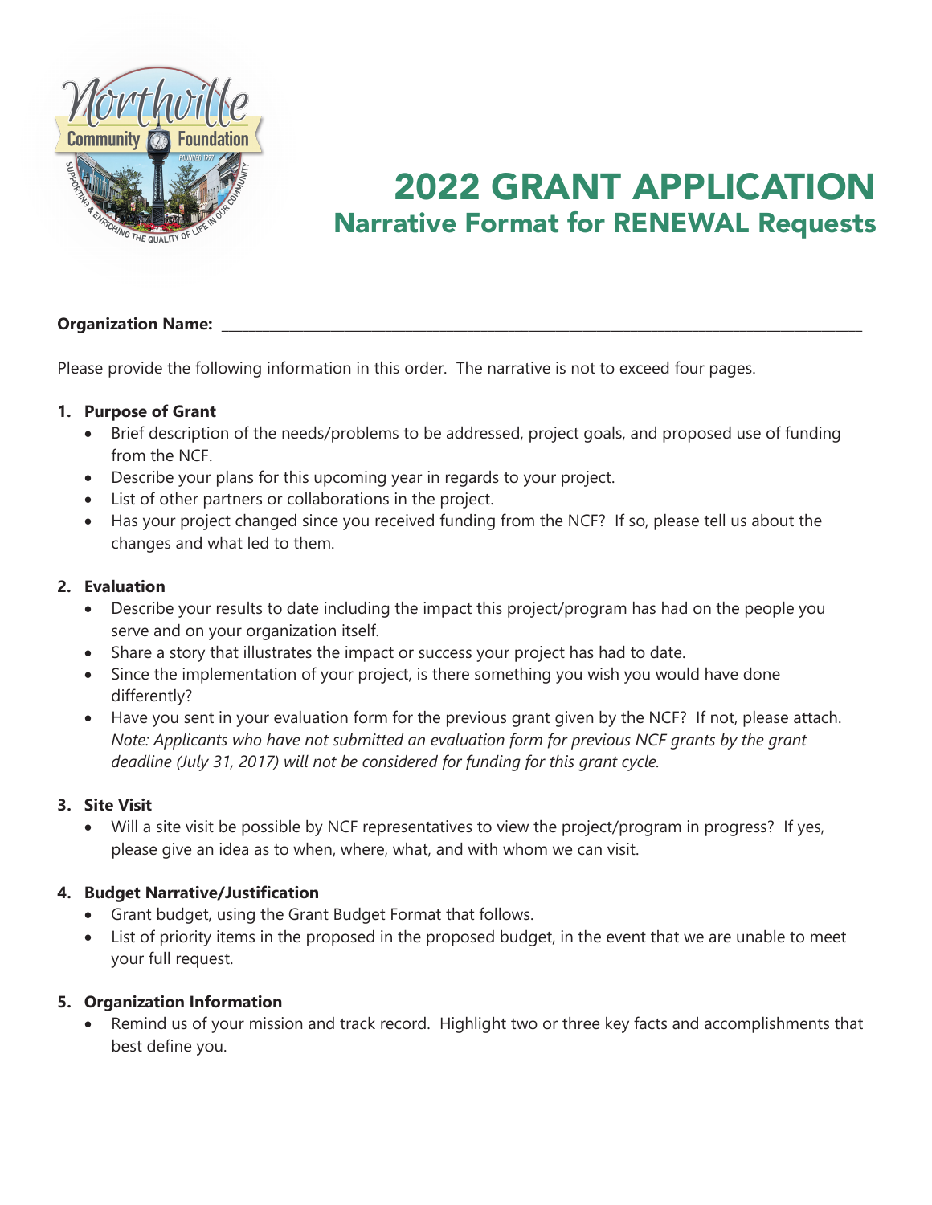# 2022 GRANT APPLICATION

## Narrative Format for RENEWAL Requests

**Organization Name:** ____________________________________________

Please provide the following information in this order. The narrative is not to exceed four pages.

1. **Purpose of Grant**
   - Brief description of the needs/problems to be addressed, project goals, and proposed use of funding from the NCF.
   - Describe your plans for this upcoming year in regards to your project.
   - List of other partners or collaborations in the project.
   - Has your project changed since you received funding from the NCF? If so, please tell us about the changes and what led to them.

2. **Evaluation**
   - Describe your results to date including the impact this project/program has had on the people you serve and on your organization itself.
   - Share a story that illustrates the impact or success your project has had to date.
   - Since the implementation of your project, is there something you wish you would have done differently?
   - Have you sent in your evaluation form for the previous grant given by the NCF? If not, please attach. *Note: Applicants who have not submitted an evaluation form for previous NCF grants by the grant deadline (July 31, 2017) will not be considered for funding for this grant cycle.*

3. **Site Visit**
   - Will a site visit be possible by NCF representatives to view the project/program in progress? If yes, please give an idea as to when, where, what, and with whom we can visit.

4. **Budget Narrative/Justification**
   - Grant budget, using the Grant Budget Format that follows.
   - List of priority items in the proposed in the proposed budget, in the event that we are unable to meet your full request.

5. **Organization Information**
   - Remind us of your mission and track record. Highlight two or three key facts and accomplishments that best define you.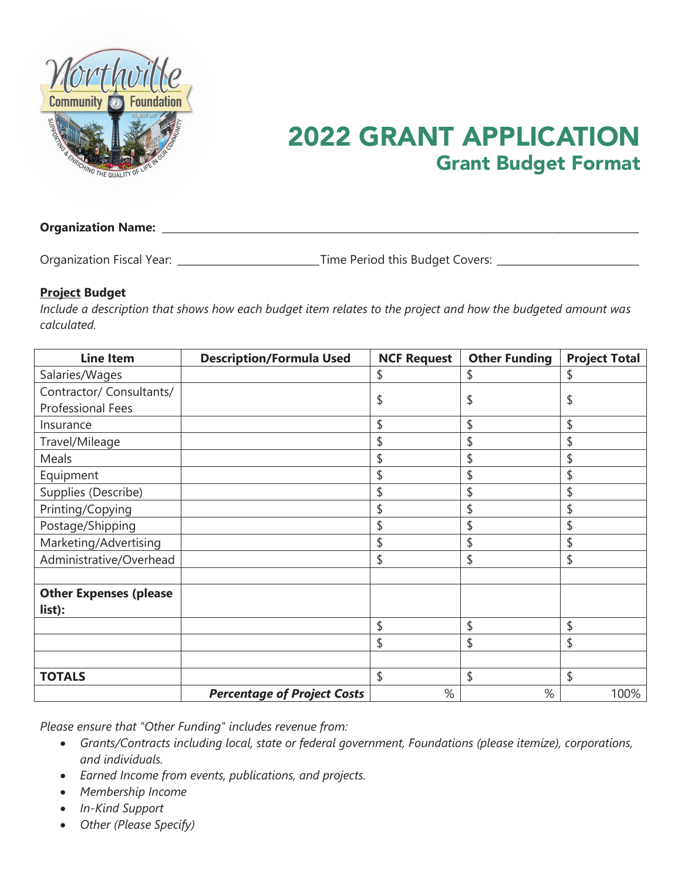# 2022 GRANT APPLICATION

## Grant Budget Format

**Organization Name:** ___________________________________________________________________________

Organization Fiscal Year: ________________________Time Period this Budget Covers: ________________________

**Project Budget**

*Include a description that shows how each budget item relates to the project and how the budgeted amount was calculated.*

| Line Item | Description/Formula Used | NCF Request | Other Funding | Project Total |
|---|---|---|---|---|
| Salaries/Wages | | $ | $ | $ |
| Contractor/ Consultants/ Professional Fees | | $ | $ | $ |
| Insurance | | $ | $ | $ |
| Travel/Mileage | | $ | $ | $ |
| Meals | | $ | $ | $ |
| Equipment | | $ | $ | $ |
| Supplies (Describe) | | $ | $ | $ |
| Printing/Copying | | $ | $ | $ |
| Postage/Shipping | | $ | $ | $ |
| Marketing/Advertising | | $ | $ | $ |
| Administrative/Overhead | | $ | $ | $ |
| | | | | |
| **Other Expenses (please list):** | | | | |
| | | $ | $ | $ |
| | | $ | $ | $ |
| | | | | |
| **TOTALS** | | $ | $ | $ |
| | ***Percentage of Project Costs*** | % | % | 100% |

*Please ensure that "Other Funding" includes revenue from:*

- *Grants/Contracts including local, state or federal government, Foundations (please itemize), corporations, and individuals.*
- *Earned Income from events, publications, and projects.*
- *Membership Income*
- *In-Kind Support*
- *Other (Please Specify)*